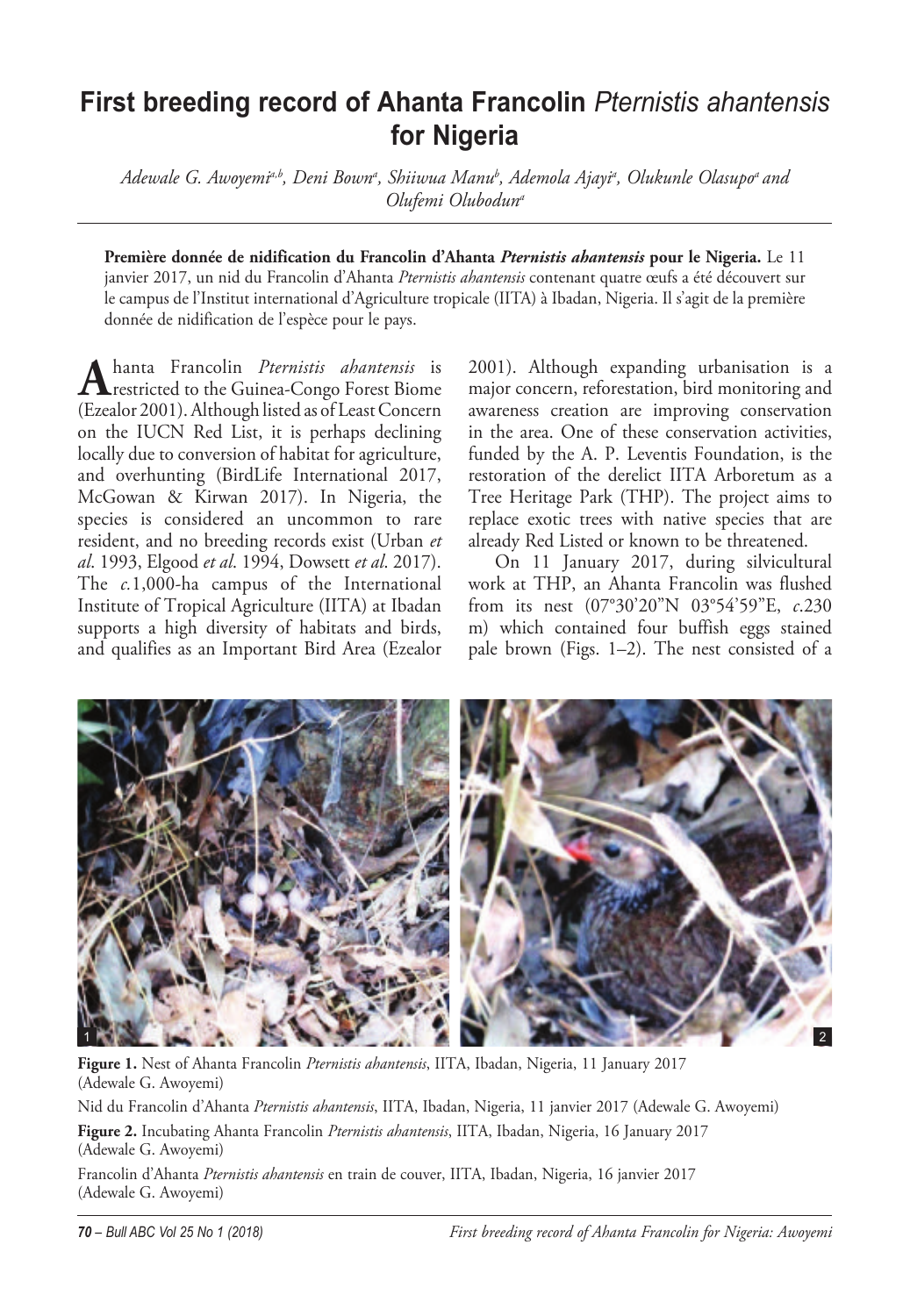# First breeding record of Ahanta Francolin *Pternistis ahantensis* for Nigeria

*Adewale G. Awoyemi[a,b], Deni Bown[a], Shiiwua Manu[b], Ademola Ajayi[a], Olukunle Olasupo[a] and Olufemi Olubodun[a]*

**Première donnée de nidification du Francolin d'Ahanta *Pternistis ahantensis* pour le Nigeria.** Le 11 janvier 2017, un nid du Francolin d'Ahanta *Pternistis ahantensis* contenant quatre œufs a été découvert sur le campus de l'Institut international d'Agriculture tropicale (IITA) à Ibadan, Nigeria. Il s'agit de la première donnée de nidification de l'espèce pour le pays.

Ahanta Francolin *Pternistis ahantensis* is restricted to the Guinea-Congo Forest Biome (Ezealor 2001). Although listed as of Least Concern on the IUCN Red List, it is perhaps declining locally due to conversion of habitat for agriculture, and overhunting (BirdLife International 2017, McGowan & Kirwan 2017). In Nigeria, the species is considered an uncommon to rare resident, and no breeding records exist (Urban *et al*. 1993, Elgood *et al*. 1994, Dowsett *et al*. 2017). The *c*.1,000-ha campus of the International Institute of Tropical Agriculture (IITA) at Ibadan supports a high diversity of habitats and birds, and qualifies as an Important Bird Area (Ezealor 2001). Although expanding urbanisation is a major concern, reforestation, bird monitoring and awareness creation are improving conservation in the area. One of these conservation activities, funded by the A. P. Leventis Foundation, is the restoration of the derelict IITA Arboretum as a Tree Heritage Park (THP). The project aims to replace exotic trees with native species that are already Red Listed or known to be threatened.

On 11 January 2017, during silvicultural work at THP, an Ahanta Francolin was flushed from its nest (07°30'20"N 03°54'59"E, *c*.230 m) which contained four buffish eggs stained pale brown (Figs. 1–2). The nest consisted of a

**Figure 1.** Nest of Ahanta Francolin *Pternistis ahantensis*, IITA, Ibadan, Nigeria, 11 January 2017 (Adewale G. Awoyemi)

Nid du Francolin d'Ahanta *Pternistis ahantensis*, IITA, Ibadan, Nigeria, 11 janvier 2017 (Adewale G. Awoyemi)

**Figure 2.** Incubating Ahanta Francolin *Pternistis ahantensis*, IITA, Ibadan, Nigeria, 16 January 2017 (Adewale G. Awoyemi)

Francolin d'Ahanta *Pternistis ahantensis* en train de couver, IITA, Ibadan, Nigeria, 16 janvier 2017 (Adewale G. Awoyemi)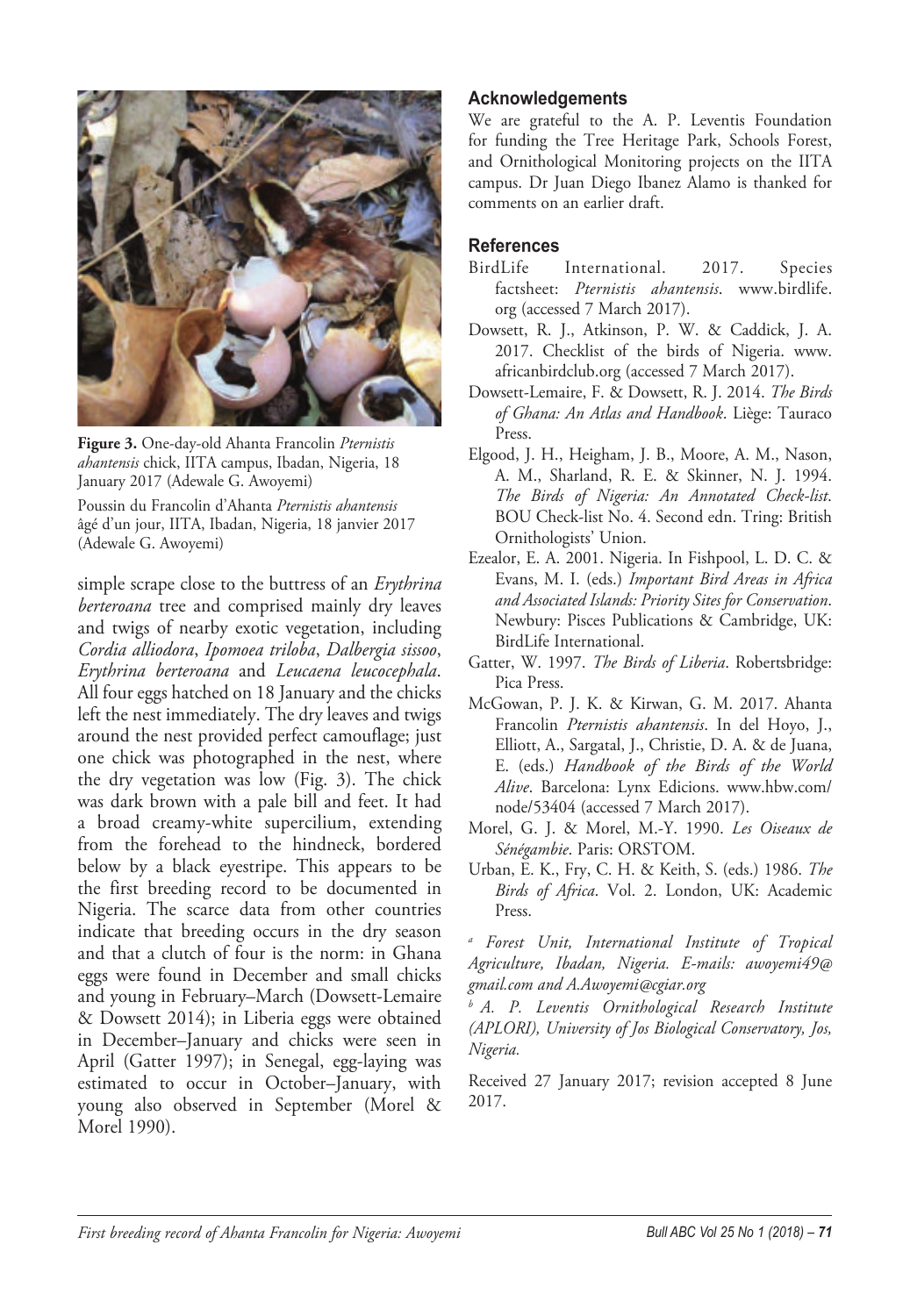**Figure 3.** One-day-old Ahanta Francolin *Pternistis ahantensis* chick, IITA campus, Ibadan, Nigeria, 18 January 2017 (Adewale G. Awoyemi)

Poussin du Francolin d'Ahanta *Pternistis ahantensis* âgé d'un jour, IITA, Ibadan, Nigeria, 18 janvier 2017 (Adewale G. Awoyemi)

simple scrape close to the buttress of an *Erythrina berteroana* tree and comprised mainly dry leaves and twigs of nearby exotic vegetation, including *Cordia alliodora*, *Ipomoea triloba*, *Dalbergia sissoo*, *Erythrina berteroana* and *Leucaena leucocephala*. All four eggs hatched on 18 January and the chicks left the nest immediately. The dry leaves and twigs around the nest provided perfect camouflage; just one chick was photographed in the nest, where the dry vegetation was low (Fig. 3). The chick was dark brown with a pale bill and feet. It had a broad creamy-white supercilium, extending from the forehead to the hindneck, bordered below by a black eyestripe. This appears to be the first breeding record to be documented in Nigeria. The scarce data from other countries indicate that breeding occurs in the dry season and that a clutch of four is the norm: in Ghana eggs were found in December and small chicks and young in February–March (Dowsett-Lemaire & Dowsett 2014); in Liberia eggs were obtained in December–January and chicks were seen in April (Gatter 1997); in Senegal, egg-laying was estimated to occur in October–January, with young also observed in September (Morel & Morel 1990).

## Acknowledgements

We are grateful to the A. P. Leventis Foundation for funding the Tree Heritage Park, Schools Forest, and Ornithological Monitoring projects on the IITA campus. Dr Juan Diego Ibanez Alamo is thanked for comments on an earlier draft.

## References

BirdLife International. 2017. Species factsheet: *Pternistis ahantensis*. www.birdlife.org (accessed 7 March 2017).

Dowsett, R. J., Atkinson, P. W. & Caddick, J. A. 2017. Checklist of the birds of Nigeria. www.africanbirdclub.org (accessed 7 March 2017).

Dowsett-Lemaire, F. & Dowsett, R. J. 2014. *The Birds of Ghana: An Atlas and Handbook*. Liège: Tauraco Press.

Elgood, J. H., Heigham, J. B., Moore, A. M., Nason, A. M., Sharland, R. E. & Skinner, N. J. 1994. *The Birds of Nigeria: An Annotated Check-list*. BOU Check-list No. 4. Second edn. Tring: British Ornithologists' Union.

Ezealor, E. A. 2001. Nigeria. In Fishpool, L. D. C. & Evans, M. I. (eds.) *Important Bird Areas in Africa and Associated Islands: Priority Sites for Conservation*. Newbury: Pisces Publications & Cambridge, UK: BirdLife International.

Gatter, W. 1997. *The Birds of Liberia*. Robertsbridge: Pica Press.

McGowan, P. J. K. & Kirwan, G. M. 2017. Ahanta Francolin *Pternistis ahantensis*. In del Hoyo, J., Elliott, A., Sargatal, J., Christie, D. A. & de Juana, E. (eds.) *Handbook of the Birds of the World Alive*. Barcelona: Lynx Edicions. www.hbw.com/node/53404 (accessed 7 March 2017).

Morel, G. J. & Morel, M.-Y. 1990. *Les Oiseaux de Sénégambie*. Paris: ORSTOM.

Urban, E. K., Fry, C. H. & Keith, S. (eds.) 1986. *The Birds of Africa*. Vol. 2. London, UK: Academic Press.

[a] *Forest Unit, International Institute of Tropical Agriculture, Ibadan, Nigeria. E-mails: awoyemi49@gmail.com and A.Awoyemi@cgiar.org*

[b] *A. P. Leventis Ornithological Research Institute (APLORI), University of Jos Biological Conservatory, Jos, Nigeria.*

Received 27 January 2017; revision accepted 8 June 2017.